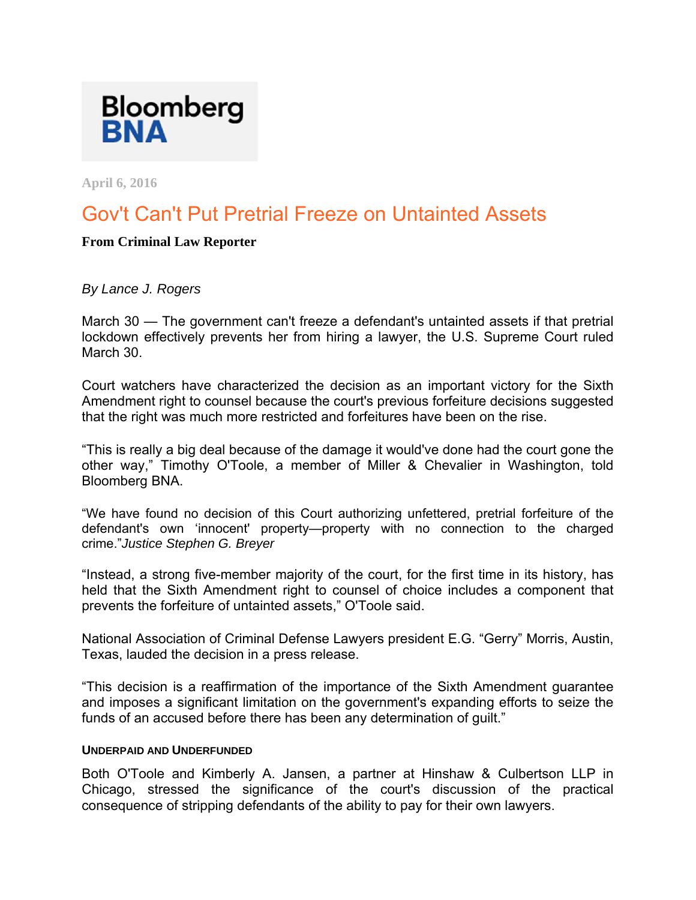Bloomberg BNA

April 6, 2016

# Gov't Can't Put Pretrial Freeze on Untainted Assets

**From Criminal Law Reporter**

*By Lance J. Rogers*

March 30 — The government can't freeze a defendant's untainted assets if that pretrial lockdown effectively prevents her from hiring a lawyer, the U.S. Supreme Court ruled March 30.

Court watchers have characterized the decision as an important victory for the Sixth Amendment right to counsel because the court's previous forfeiture decisions suggested that the right was much more restricted and forfeitures have been on the rise.

"This is really a big deal because of the damage it would've done had the court gone the other way," Timothy O'Toole, a member of Miller & Chevalier in Washington, told Bloomberg BNA.

"We have found no decision of this Court authorizing unfettered, pretrial forfeiture of the defendant's own 'innocent' property—property with no connection to the charged crime."*Justice Stephen G. Breyer*

"Instead, a strong five-member majority of the court, for the first time in its history, has held that the Sixth Amendment right to counsel of choice includes a component that prevents the forfeiture of untainted assets," O'Toole said.

National Association of Criminal Defense Lawyers president E.G. "Gerry" Morris, Austin, Texas, lauded the decision in a press release.

"This decision is a reaffirmation of the importance of the Sixth Amendment guarantee and imposes a significant limitation on the government's expanding efforts to seize the funds of an accused before there has been any determination of guilt."

#### Underpaid and Underfunded

Both O'Toole and Kimberly A. Jansen, a partner at Hinshaw & Culbertson LLP in Chicago, stressed the significance of the court's discussion of the practical consequence of stripping defendants of the ability to pay for their own lawyers.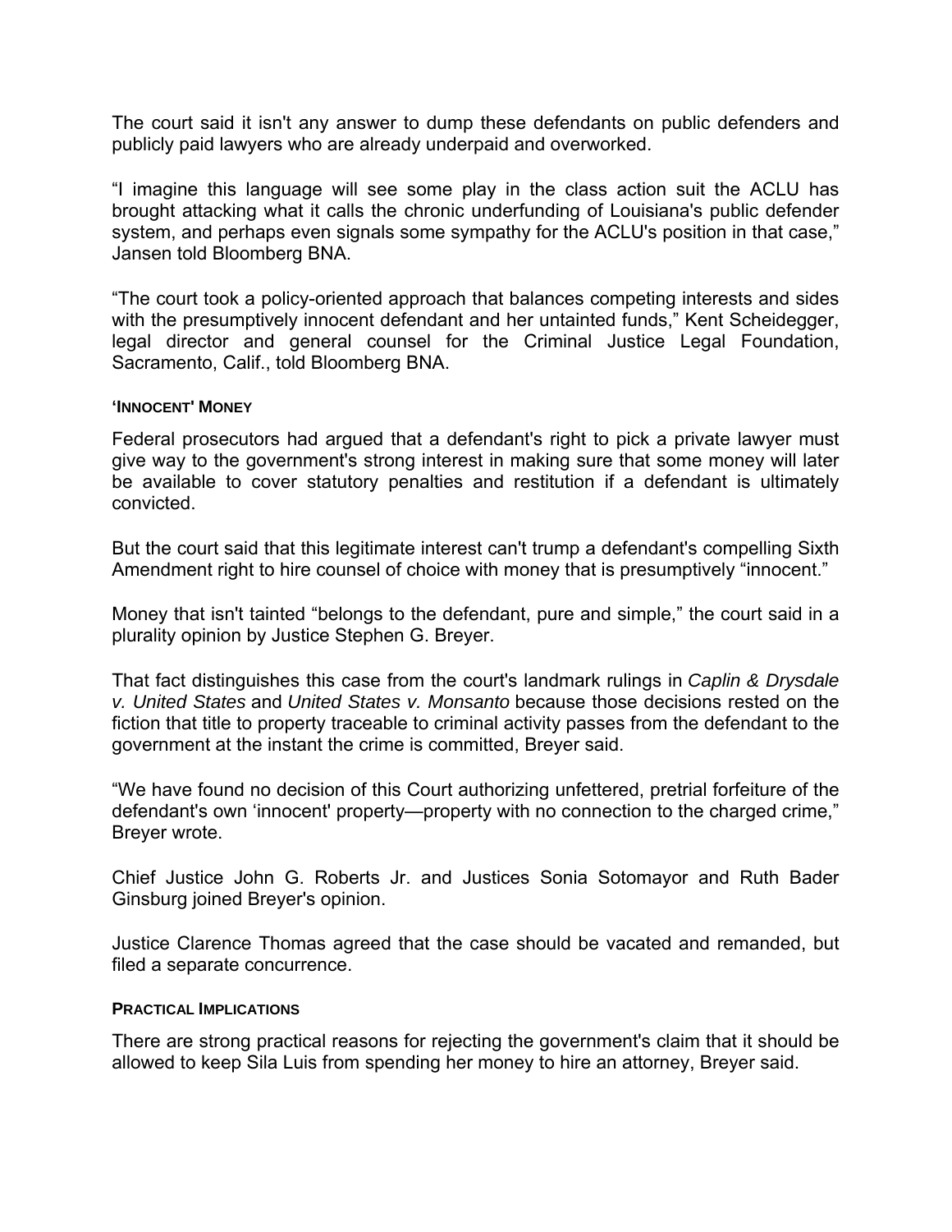The court said it isn't any answer to dump these defendants on public defenders and publicly paid lawyers who are already underpaid and overworked.

"I imagine this language will see some play in the class action suit the ACLU has brought attacking what it calls the chronic underfunding of Louisiana's public defender system, and perhaps even signals some sympathy for the ACLU's position in that case," Jansen told Bloomberg BNA.

"The court took a policy-oriented approach that balances competing interests and sides with the presumptively innocent defendant and her untainted funds," Kent Scheidegger, legal director and general counsel for the Criminal Justice Legal Foundation, Sacramento, Calif., told Bloomberg BNA.

#### 'Innocent' Money

Federal prosecutors had argued that a defendant's right to pick a private lawyer must give way to the government's strong interest in making sure that some money will later be available to cover statutory penalties and restitution if a defendant is ultimately convicted.

But the court said that this legitimate interest can't trump a defendant's compelling Sixth Amendment right to hire counsel of choice with money that is presumptively "innocent."

Money that isn't tainted "belongs to the defendant, pure and simple," the court said in a plurality opinion by Justice Stephen G. Breyer.

That fact distinguishes this case from the court's landmark rulings in *Caplin & Drysdale v. United States* and *United States v. Monsanto* because those decisions rested on the fiction that title to property traceable to criminal activity passes from the defendant to the government at the instant the crime is committed, Breyer said.

"We have found no decision of this Court authorizing unfettered, pretrial forfeiture of the defendant's own 'innocent' property—property with no connection to the charged crime," Breyer wrote.

Chief Justice John G. Roberts Jr. and Justices Sonia Sotomayor and Ruth Bader Ginsburg joined Breyer's opinion.

Justice Clarence Thomas agreed that the case should be vacated and remanded, but filed a separate concurrence.

#### Practical Implications

There are strong practical reasons for rejecting the government's claim that it should be allowed to keep Sila Luis from spending her money to hire an attorney, Breyer said.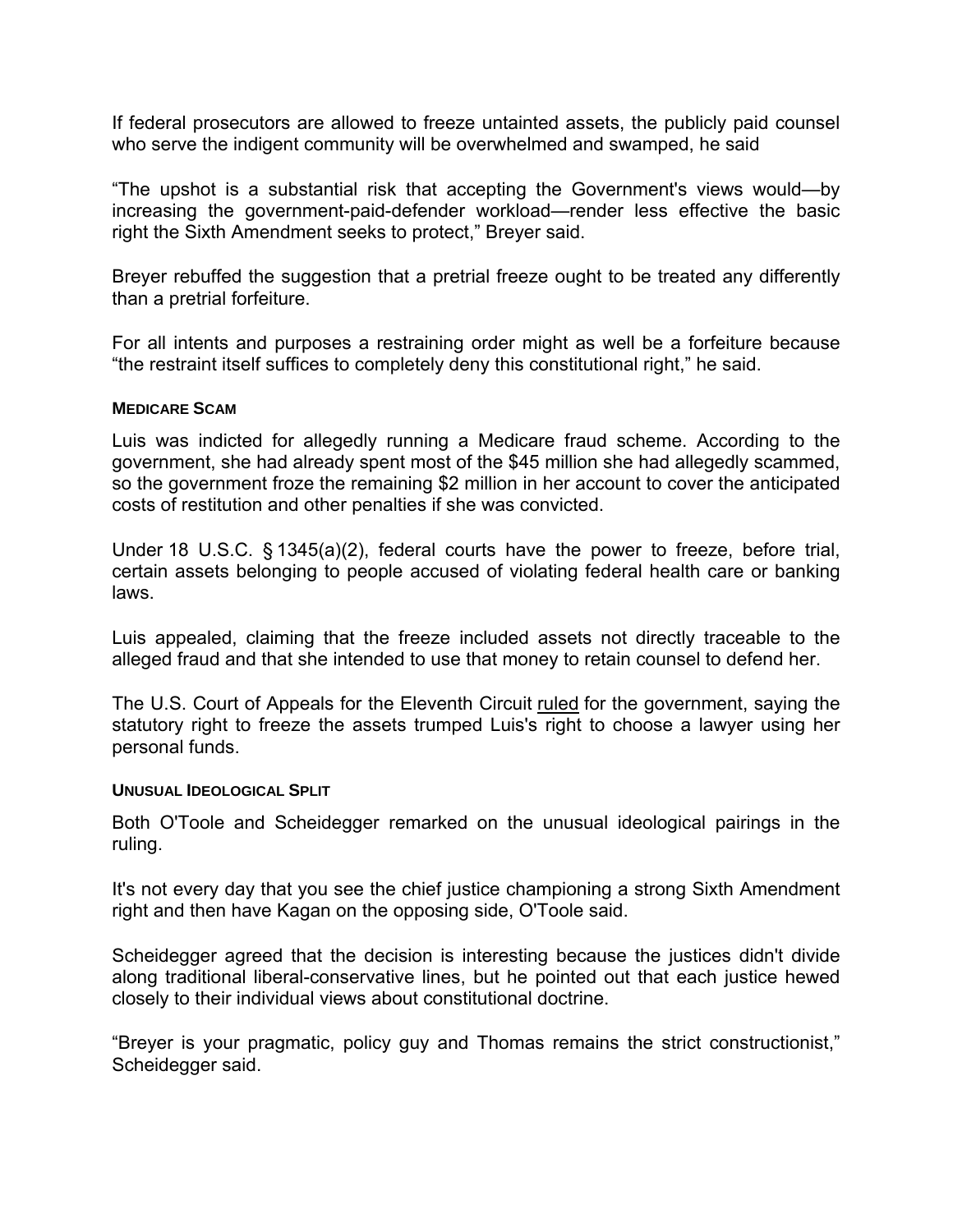If federal prosecutors are allowed to freeze untainted assets, the publicly paid counsel who serve the indigent community will be overwhelmed and swamped, he said

“The upshot is a substantial risk that accepting the Government's views would—by increasing the government-paid-defender workload—render less effective the basic right the Sixth Amendment seeks to protect,” Breyer said.

Breyer rebuffed the suggestion that a pretrial freeze ought to be treated any differently than a pretrial forfeiture.

For all intents and purposes a restraining order might as well be a forfeiture because “the restraint itself suffices to completely deny this constitutional right,” he said.

#### MEDICARE SCAM

Luis was indicted for allegedly running a Medicare fraud scheme. According to the government, she had already spent most of the $45 million she had allegedly scammed, so the government froze the remaining $2 million in her account to cover the anticipated costs of restitution and other penalties if she was convicted.

Under 18 U.S.C. § 1345(a)(2), federal courts have the power to freeze, before trial, certain assets belonging to people accused of violating federal health care or banking laws.

Luis appealed, claiming that the freeze included assets not directly traceable to the alleged fraud and that she intended to use that money to retain counsel to defend her.

The U.S. Court of Appeals for the Eleventh Circuit ruled for the government, saying the statutory right to freeze the assets trumped Luis's right to choose a lawyer using her personal funds.

#### UNUSUAL IDEOLOGICAL SPLIT

Both O'Toole and Scheidegger remarked on the unusual ideological pairings in the ruling.

It's not every day that you see the chief justice championing a strong Sixth Amendment right and then have Kagan on the opposing side, O'Toole said.

Scheidegger agreed that the decision is interesting because the justices didn't divide along traditional liberal-conservative lines, but he pointed out that each justice hewed closely to their individual views about constitutional doctrine.

“Breyer is your pragmatic, policy guy and Thomas remains the strict constructionist,” Scheidegger said.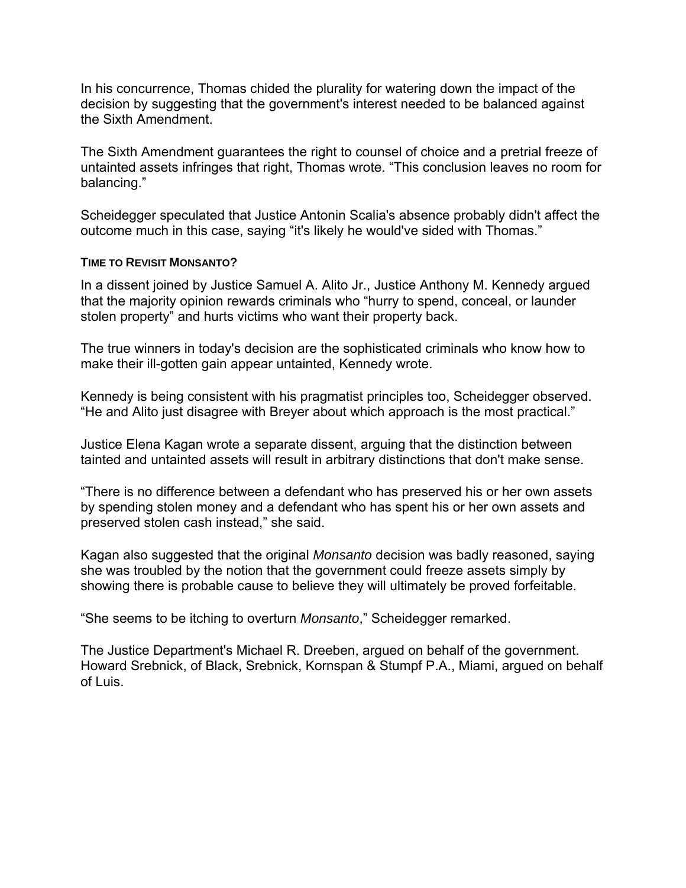In his concurrence, Thomas chided the plurality for watering down the impact of the decision by suggesting that the government's interest needed to be balanced against the Sixth Amendment.

The Sixth Amendment guarantees the right to counsel of choice and a pretrial freeze of untainted assets infringes that right, Thomas wrote. “This conclusion leaves no room for balancing.”

Scheidegger speculated that Justice Antonin Scalia's absence probably didn't affect the outcome much in this case, saying “it's likely he would've sided with Thomas.”

#### TIME TO REVISIT MONSANTO?

In a dissent joined by Justice Samuel A. Alito Jr., Justice Anthony M. Kennedy argued that the majority opinion rewards criminals who “hurry to spend, conceal, or launder stolen property” and hurts victims who want their property back.

The true winners in today's decision are the sophisticated criminals who know how to make their ill-gotten gain appear untainted, Kennedy wrote.

Kennedy is being consistent with his pragmatist principles too, Scheidegger observed. “He and Alito just disagree with Breyer about which approach is the most practical.”

Justice Elena Kagan wrote a separate dissent, arguing that the distinction between tainted and untainted assets will result in arbitrary distinctions that don't make sense.

“There is no difference between a defendant who has preserved his or her own assets by spending stolen money and a defendant who has spent his or her own assets and preserved stolen cash instead,” she said.

Kagan also suggested that the original *Monsanto* decision was badly reasoned, saying she was troubled by the notion that the government could freeze assets simply by showing there is probable cause to believe they will ultimately be proved forfeitable.

“She seems to be itching to overturn *Monsanto*,” Scheidegger remarked.

The Justice Department's Michael R. Dreeben, argued on behalf of the government. Howard Srebnick, of Black, Srebnick, Kornspan & Stumpf P.A., Miami, argued on behalf of Luis.